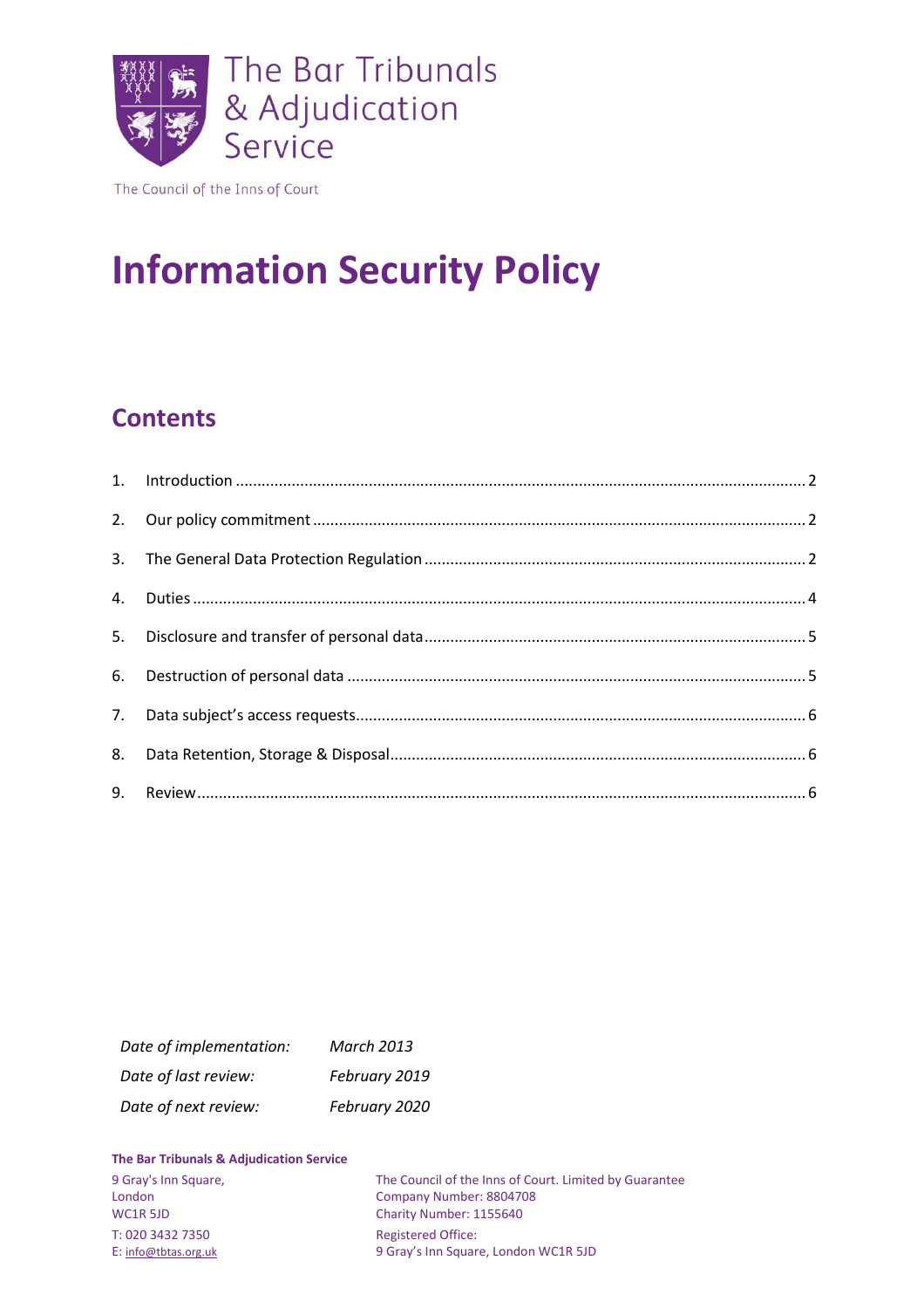The Bar Tribunals & Adjudication Service

The Council of the Inns of Court

# Information Security Policy

## Contents

1. Introduction .......... 2
2. Our policy commitment .......... 2
3. The General Data Protection Regulation .......... 2
4. Duties .......... 4
5. Disclosure and transfer of personal data .......... 5
6. Destruction of personal data .......... 5
7. Data subject's access requests .......... 6
8. Data Retention, Storage & Disposal .......... 6
9. Review .......... 6

| | |
|---|---|
| *Date of implementation:* | *March 2013* |
| *Date of last review:* | *February 2019* |
| *Date of next review:* | *February 2020* |

**The Bar Tribunals & Adjudication Service**

9 Gray's Inn Square,
London
WC1R 5JD

T: 020 3432 7350
E: info@tbtas.org.uk

The Council of the Inns of Court. Limited by Guarantee
Company Number: 8804708
Charity Number: 1155640

Registered Office:
9 Gray's Inn Square, London WC1R 5JD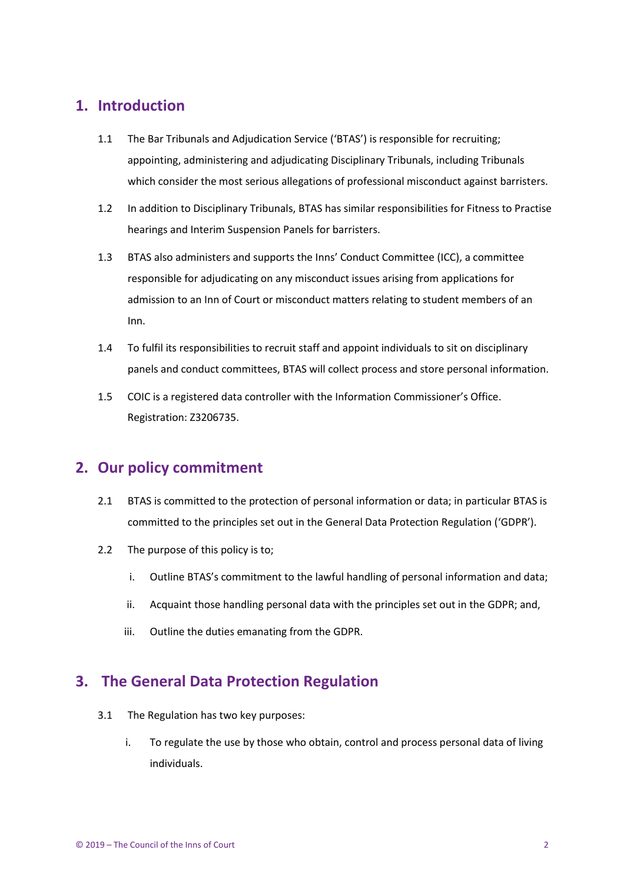## 1. Introduction

1.1 The Bar Tribunals and Adjudication Service ('BTAS') is responsible for recruiting; appointing, administering and adjudicating Disciplinary Tribunals, including Tribunals which consider the most serious allegations of professional misconduct against barristers.

1.2 In addition to Disciplinary Tribunals, BTAS has similar responsibilities for Fitness to Practise hearings and Interim Suspension Panels for barristers.

1.3 BTAS also administers and supports the Inns' Conduct Committee (ICC), a committee responsible for adjudicating on any misconduct issues arising from applications for admission to an Inn of Court or misconduct matters relating to student members of an Inn.

1.4 To fulfil its responsibilities to recruit staff and appoint individuals to sit on disciplinary panels and conduct committees, BTAS will collect process and store personal information.

1.5 COIC is a registered data controller with the Information Commissioner's Office. Registration: Z3206735.

## 2. Our policy commitment

2.1 BTAS is committed to the protection of personal information or data; in particular BTAS is committed to the principles set out in the General Data Protection Regulation ('GDPR').

2.2 The purpose of this policy is to;

i. Outline BTAS's commitment to the lawful handling of personal information and data;

ii. Acquaint those handling personal data with the principles set out in the GDPR; and,

iii. Outline the duties emanating from the GDPR.

## 3. The General Data Protection Regulation

3.1 The Regulation has two key purposes:

i. To regulate the use by those who obtain, control and process personal data of living individuals.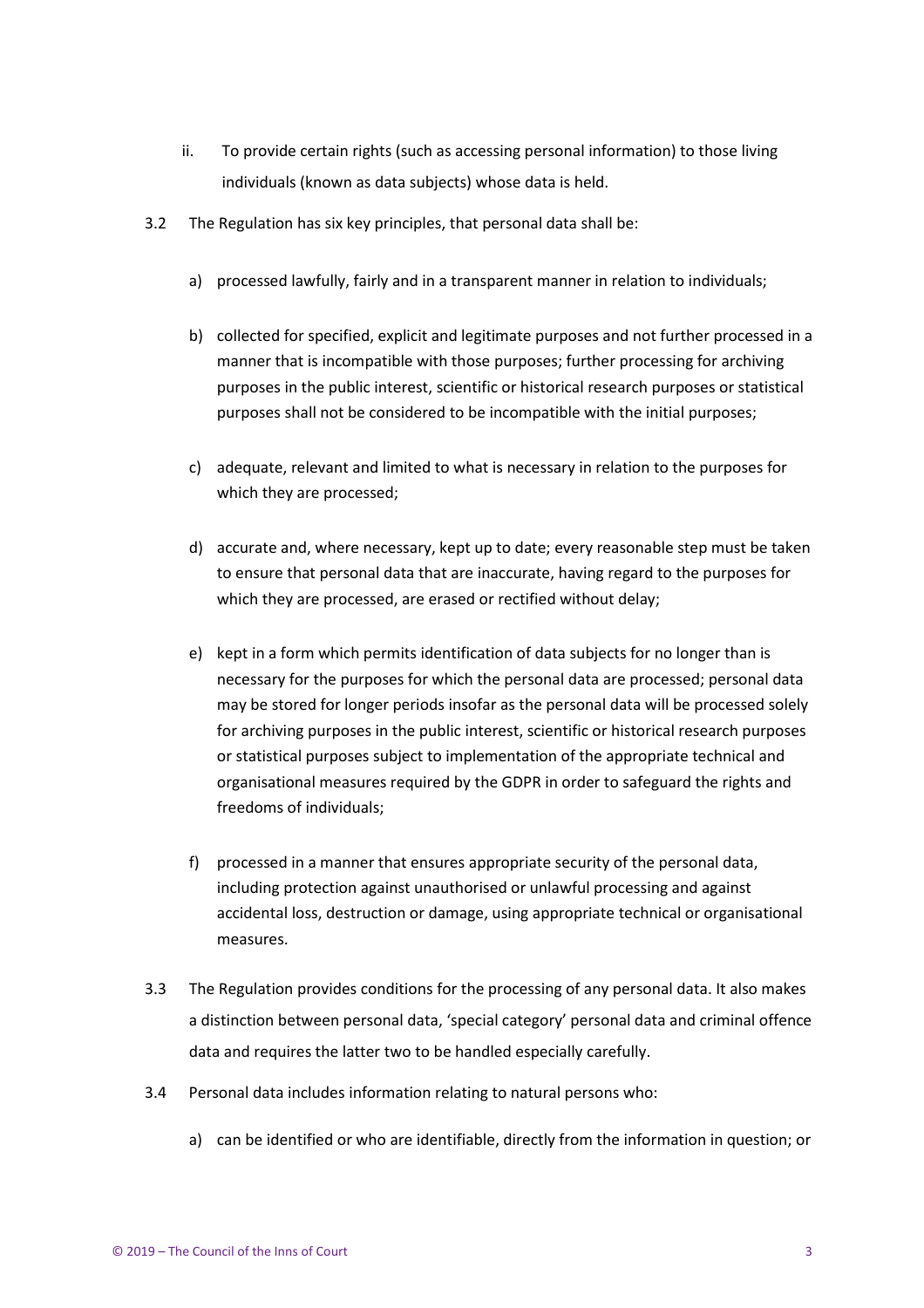ii. To provide certain rights (such as accessing personal information) to those living individuals (known as data subjects) whose data is held.

3.2 The Regulation has six key principles, that personal data shall be:

a) processed lawfully, fairly and in a transparent manner in relation to individuals;

b) collected for specified, explicit and legitimate purposes and not further processed in a manner that is incompatible with those purposes; further processing for archiving purposes in the public interest, scientific or historical research purposes or statistical purposes shall not be considered to be incompatible with the initial purposes;

c) adequate, relevant and limited to what is necessary in relation to the purposes for which they are processed;

d) accurate and, where necessary, kept up to date; every reasonable step must be taken to ensure that personal data that are inaccurate, having regard to the purposes for which they are processed, are erased or rectified without delay;

e) kept in a form which permits identification of data subjects for no longer than is necessary for the purposes for which the personal data are processed; personal data may be stored for longer periods insofar as the personal data will be processed solely for archiving purposes in the public interest, scientific or historical research purposes or statistical purposes subject to implementation of the appropriate technical and organisational measures required by the GDPR in order to safeguard the rights and freedoms of individuals;

f) processed in a manner that ensures appropriate security of the personal data, including protection against unauthorised or unlawful processing and against accidental loss, destruction or damage, using appropriate technical or organisational measures.

3.3 The Regulation provides conditions for the processing of any personal data. It also makes a distinction between personal data, 'special category' personal data and criminal offence data and requires the latter two to be handled especially carefully.

3.4 Personal data includes information relating to natural persons who:

a) can be identified or who are identifiable, directly from the information in question; or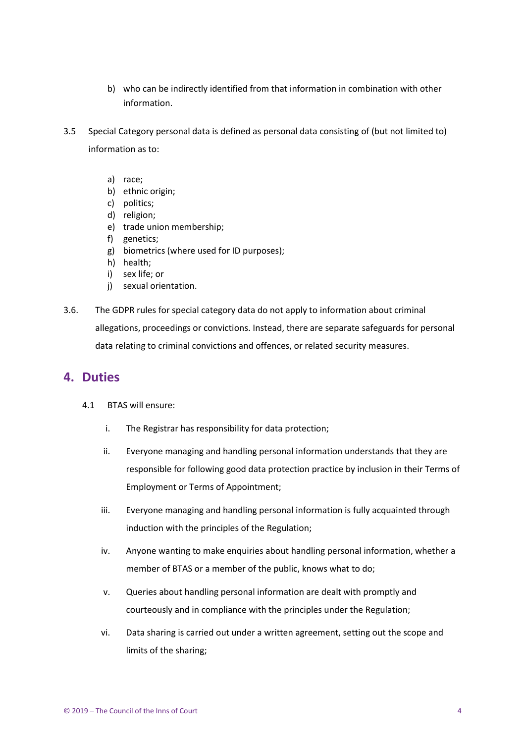b) who can be indirectly identified from that information in combination with other information.

3.5 Special Category personal data is defined as personal data consisting of (but not limited to) information as to:

a) race;
b) ethnic origin;
c) politics;
d) religion;
e) trade union membership;
f) genetics;
g) biometrics (where used for ID purposes);
h) health;
i) sex life; or
j) sexual orientation.

3.6. The GDPR rules for special category data do not apply to information about criminal allegations, proceedings or convictions. Instead, there are separate safeguards for personal data relating to criminal convictions and offences, or related security measures.

## 4. Duties

4.1 BTAS will ensure:

i. The Registrar has responsibility for data protection;

ii. Everyone managing and handling personal information understands that they are responsible for following good data protection practice by inclusion in their Terms of Employment or Terms of Appointment;

iii. Everyone managing and handling personal information is fully acquainted through induction with the principles of the Regulation;

iv. Anyone wanting to make enquiries about handling personal information, whether a member of BTAS or a member of the public, knows what to do;

v. Queries about handling personal information are dealt with promptly and courteously and in compliance with the principles under the Regulation;

vi. Data sharing is carried out under a written agreement, setting out the scope and limits of the sharing;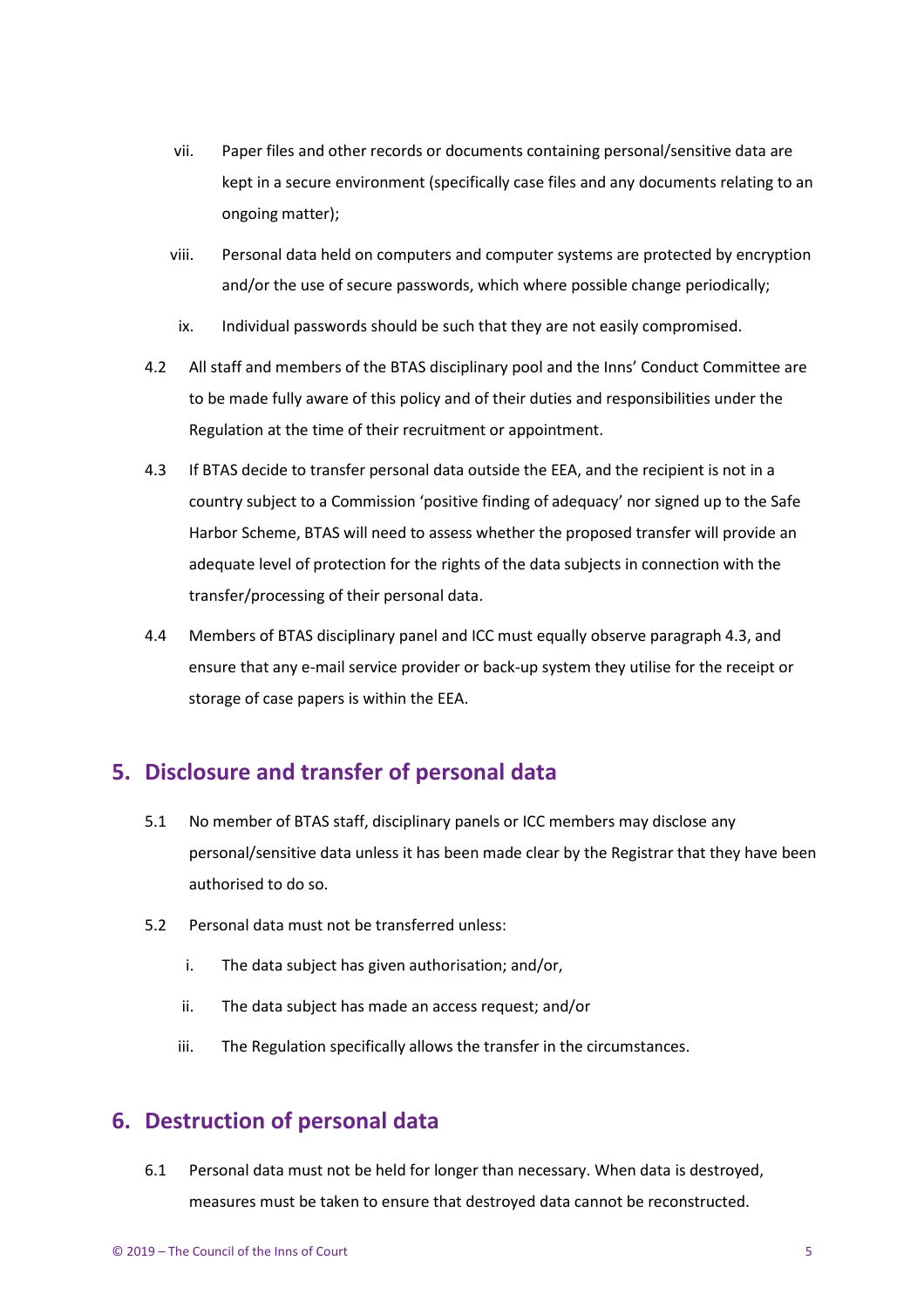vii. Paper files and other records or documents containing personal/sensitive data are kept in a secure environment (specifically case files and any documents relating to an ongoing matter);

viii. Personal data held on computers and computer systems are protected by encryption and/or the use of secure passwords, which where possible change periodically;

ix. Individual passwords should be such that they are not easily compromised.

4.2 All staff and members of the BTAS disciplinary pool and the Inns' Conduct Committee are to be made fully aware of this policy and of their duties and responsibilities under the Regulation at the time of their recruitment or appointment.

4.3 If BTAS decide to transfer personal data outside the EEA, and the recipient is not in a country subject to a Commission 'positive finding of adequacy' nor signed up to the Safe Harbor Scheme, BTAS will need to assess whether the proposed transfer will provide an adequate level of protection for the rights of the data subjects in connection with the transfer/processing of their personal data.

4.4 Members of BTAS disciplinary panel and ICC must equally observe paragraph 4.3, and ensure that any e-mail service provider or back-up system they utilise for the receipt or storage of case papers is within the EEA.

## 5. Disclosure and transfer of personal data

5.1 No member of BTAS staff, disciplinary panels or ICC members may disclose any personal/sensitive data unless it has been made clear by the Registrar that they have been authorised to do so.

5.2 Personal data must not be transferred unless:

i. The data subject has given authorisation; and/or,

ii. The data subject has made an access request; and/or

iii. The Regulation specifically allows the transfer in the circumstances.

## 6. Destruction of personal data

6.1 Personal data must not be held for longer than necessary. When data is destroyed, measures must be taken to ensure that destroyed data cannot be reconstructed.

© 2019 – The Council of the Inns of Court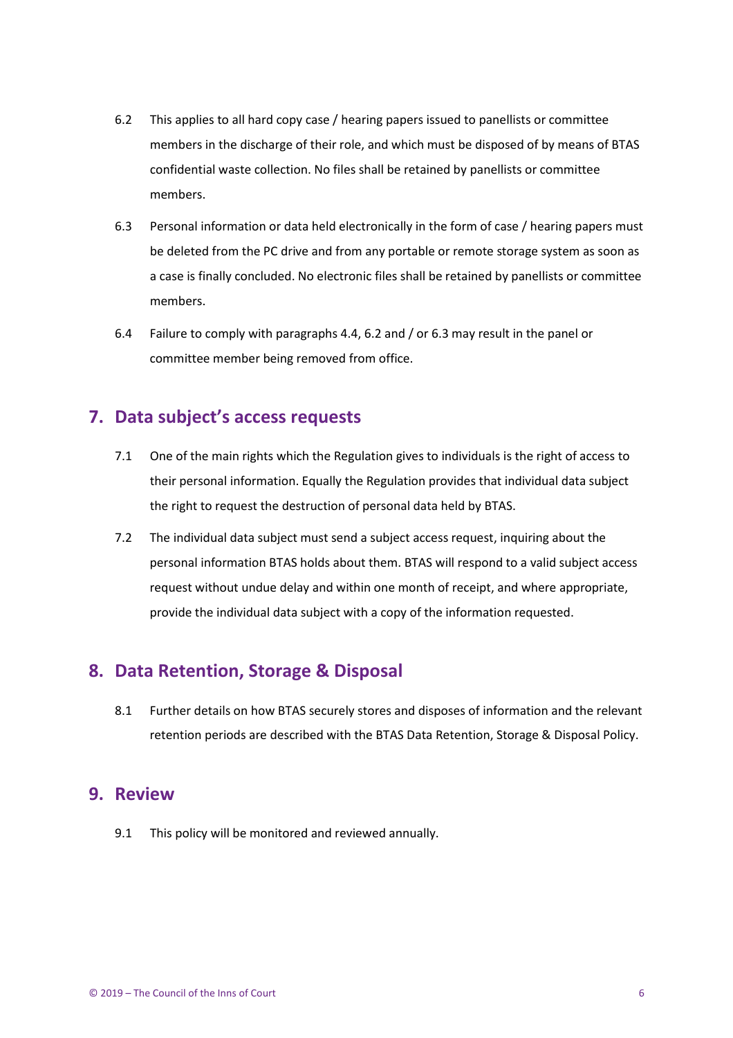6.2 This applies to all hard copy case / hearing papers issued to panellists or committee members in the discharge of their role, and which must be disposed of by means of BTAS confidential waste collection. No files shall be retained by panellists or committee members.

6.3 Personal information or data held electronically in the form of case / hearing papers must be deleted from the PC drive and from any portable or remote storage system as soon as a case is finally concluded. No electronic files shall be retained by panellists or committee members.

6.4 Failure to comply with paragraphs 4.4, 6.2 and / or 6.3 may result in the panel or committee member being removed from office.

## 7. Data subject's access requests

7.1 One of the main rights which the Regulation gives to individuals is the right of access to their personal information. Equally the Regulation provides that individual data subject the right to request the destruction of personal data held by BTAS.

7.2 The individual data subject must send a subject access request, inquiring about the personal information BTAS holds about them. BTAS will respond to a valid subject access request without undue delay and within one month of receipt, and where appropriate, provide the individual data subject with a copy of the information requested.

## 8. Data Retention, Storage & Disposal

8.1 Further details on how BTAS securely stores and disposes of information and the relevant retention periods are described with the BTAS Data Retention, Storage & Disposal Policy.

## 9. Review

9.1 This policy will be monitored and reviewed annually.